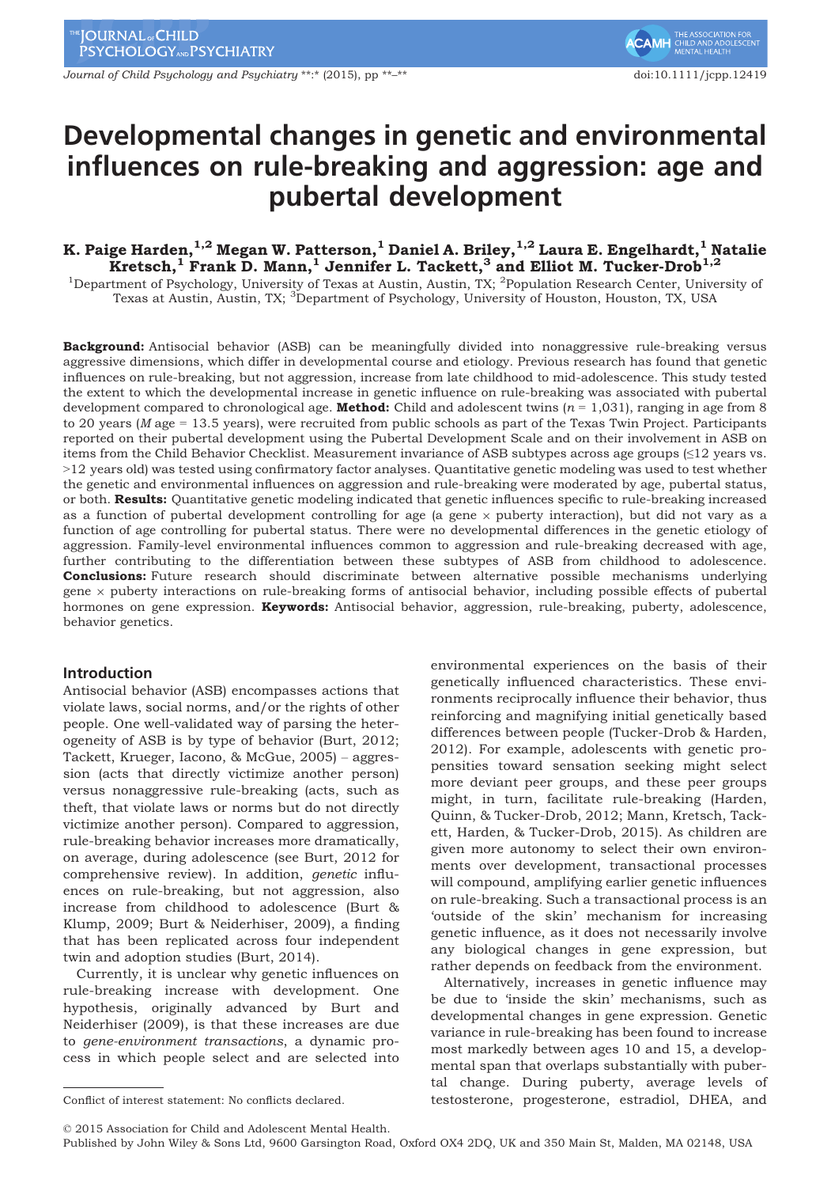# Developmental changes in genetic and environmental influences on rule-breaking and aggression: age and pubertal development

**K. Paige Harden,[1,2] Megan W. Patterson,[1] Daniel A. Briley,[1,2] Laura E. Engelhardt,[1] Natalie Kretsch,[1] Frank D. Mann,[1] Jennifer L. Tackett,[3] and Elliot M. Tucker-Drob[1,2]**

[1]Department of Psychology, University of Texas at Austin, Austin, TX; [2]Population Research Center, University of Texas at Austin, Austin, TX; [3]Department of Psychology, University of Houston, Houston, TX, USA

**Background:** Antisocial behavior (ASB) can be meaningfully divided into nonaggressive rule-breaking versus aggressive dimensions, which differ in developmental course and etiology. Previous research has found that genetic influences on rule-breaking, but not aggression, increase from late childhood to mid-adolescence. This study tested the extent to which the developmental increase in genetic influence on rule-breaking was associated with pubertal development compared to chronological age. **Method:** Child and adolescent twins ($n = 1,031$), ranging in age from 8 to 20 years ($M$ age = 13.5 years), were recruited from public schools as part of the Texas Twin Project. Participants reported on their pubertal development using the Pubertal Development Scale and on their involvement in ASB on items from the Child Behavior Checklist. Measurement invariance of ASB subtypes across age groups (≤12 years vs. >12 years old) was tested using confirmatory factor analyses. Quantitative genetic modeling was used to test whether the genetic and environmental influences on aggression and rule-breaking were moderated by age, pubertal status, or both. **Results:** Quantitative genetic modeling indicated that genetic influences specific to rule-breaking increased as a function of pubertal development controlling for age (a gene × puberty interaction), but did not vary as a function of age controlling for pubertal status. There were no developmental differences in the genetic etiology of aggression. Family-level environmental influences common to aggression and rule-breaking decreased with age, further contributing to the differentiation between these subtypes of ASB from childhood to adolescence. **Conclusions:** Future research should discriminate between alternative possible mechanisms underlying gene × puberty interactions on rule-breaking forms of antisocial behavior, including possible effects of pubertal hormones on gene expression. **Keywords:** Antisocial behavior, aggression, rule-breaking, puberty, adolescence, behavior genetics.

## Introduction

Antisocial behavior (ASB) encompasses actions that violate laws, social norms, and/or the rights of other people. One well-validated way of parsing the heterogeneity of ASB is by type of behavior (Burt, 2012; Tackett, Krueger, Iacono, & McGue, 2005) – aggression (acts that directly victimize another person) versus nonaggressive rule-breaking (acts, such as theft, that violate laws or norms but do not directly victimize another person). Compared to aggression, rule-breaking behavior increases more dramatically, on average, during adolescence (see Burt, 2012 for comprehensive review). In addition, *genetic* influences on rule-breaking, but not aggression, also increase from childhood to adolescence (Burt & Klump, 2009; Burt & Neiderhiser, 2009), a finding that has been replicated across four independent twin and adoption studies (Burt, 2014).

Currently, it is unclear why genetic influences on rule-breaking increase with development. One hypothesis, originally advanced by Burt and Neiderhiser (2009), is that these increases are due to *gene-environment transactions*, a dynamic process in which people select and are selected into environmental experiences on the basis of their genetically influenced characteristics. These environments reciprocally influence their behavior, thus reinforcing and magnifying initial genetically based differences between people (Tucker-Drob & Harden, 2012). For example, adolescents with genetic propensities toward sensation seeking might select more deviant peer groups, and these peer groups might, in turn, facilitate rule-breaking (Harden, Quinn, & Tucker-Drob, 2012; Mann, Kretsch, Tackett, Harden, & Tucker-Drob, 2015). As children are given more autonomy to select their own environments over development, transactional processes will compound, amplifying earlier genetic influences on rule-breaking. Such a transactional process is an 'outside of the skin' mechanism for increasing genetic influence, as it does not necessarily involve any biological changes in gene expression, but rather depends on feedback from the environment.

Alternatively, increases in genetic influence may be due to 'inside the skin' mechanisms, such as developmental changes in gene expression. Genetic variance in rule-breaking has been found to increase most markedly between ages 10 and 15, a developmental span that overlaps substantially with pubertal change. During puberty, average levels of testosterone, progesterone, estradiol, DHEA, and

Conflict of interest statement: No conflicts declared.

© 2015 Association for Child and Adolescent Mental Health.
Published by John Wiley & Sons Ltd, 9600 Garsington Road, Oxford OX4 2DQ, UK and 350 Main St, Malden, MA 02148, USA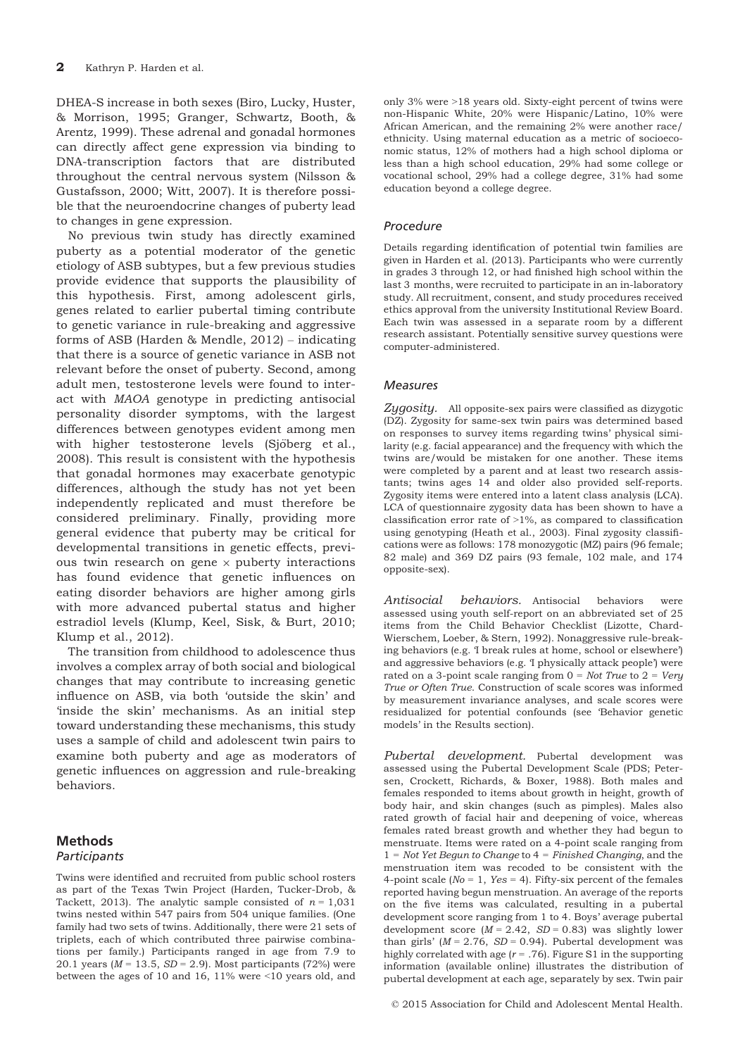DHEA-S increase in both sexes (Biro, Lucky, Huster, & Morrison, 1995; Granger, Schwartz, Booth, & Arentz, 1999). These adrenal and gonadal hormones can directly affect gene expression via binding to DNA-transcription factors that are distributed throughout the central nervous system (Nilsson & Gustafsson, 2000; Witt, 2007). It is therefore possible that the neuroendocrine changes of puberty lead to changes in gene expression.

No previous twin study has directly examined puberty as a potential moderator of the genetic etiology of ASB subtypes, but a few previous studies provide evidence that supports the plausibility of this hypothesis. First, among adolescent girls, genes related to earlier pubertal timing contribute to genetic variance in rule-breaking and aggressive forms of ASB (Harden & Mendle, 2012) – indicating that there is a source of genetic variance in ASB not relevant before the onset of puberty. Second, among adult men, testosterone levels were found to interact with *MAOA* genotype in predicting antisocial personality disorder symptoms, with the largest differences between genotypes evident among men with higher testosterone levels (Sjöberg et al., 2008). This result is consistent with the hypothesis that gonadal hormones may exacerbate genotypic differences, although the study has not yet been independently replicated and must therefore be considered preliminary. Finally, providing more general evidence that puberty may be critical for developmental transitions in genetic effects, previous twin research on gene × puberty interactions has found evidence that genetic influences on eating disorder behaviors are higher among girls with more advanced pubertal status and higher estradiol levels (Klump, Keel, Sisk, & Burt, 2010; Klump et al., 2012).

The transition from childhood to adolescence thus involves a complex array of both social and biological changes that may contribute to increasing genetic influence on ASB, via both 'outside the skin' and 'inside the skin' mechanisms. As an initial step toward understanding these mechanisms, this study uses a sample of child and adolescent twin pairs to examine both puberty and age as moderators of genetic influences on aggression and rule-breaking behaviors.

## Methods

### Participants

Twins were identified and recruited from public school rosters as part of the Texas Twin Project (Harden, Tucker-Drob, & Tackett, 2013). The analytic sample consisted of $n = 1,031$ twins nested within 547 pairs from 504 unique families. (One family had two sets of twins. Additionally, there were 21 sets of triplets, each of which contributed three pairwise combinations per family.) Participants ranged in age from 7.9 to 20.1 years ($M = 13.5$, $SD = 2.9$). Most participants (72%) were between the ages of 10 and 16, 11% were <10 years old, and only 3% were >18 years old. Sixty-eight percent of twins were non-Hispanic White, 20% were Hispanic/Latino, 10% were African American, and the remaining 2% were another race/ethnicity. Using maternal education as a metric of socioeconomic status, 12% of mothers had a high school diploma or less than a high school education, 29% had some college or vocational school, 29% had a college degree, 31% had some education beyond a college degree.

### Procedure

Details regarding identification of potential twin families are given in Harden et al. (2013). Participants who were currently in grades 3 through 12, or had finished high school within the last 3 months, were recruited to participate in an in-laboratory study. All recruitment, consent, and study procedures received ethics approval from the university Institutional Review Board. Each twin was assessed in a separate room by a different research assistant. Potentially sensitive survey questions were computer-administered.

### Measures

*Zygosity.* All opposite-sex pairs were classified as dizygotic (DZ). Zygosity for same-sex twin pairs was determined based on responses to survey items regarding twins' physical similarity (e.g. facial appearance) and the frequency with which the twins are/would be mistaken for one another. These items were completed by a parent and at least two research assistants; twins ages 14 and older also provided self-reports. Zygosity items were entered into a latent class analysis (LCA). LCA of questionnaire zygosity data has been shown to have a classification error rate of >1%, as compared to classification using genotyping (Heath et al., 2003). Final zygosity classifications were as follows: 178 monozygotic (MZ) pairs (96 female; 82 male) and 369 DZ pairs (93 female, 102 male, and 174 opposite-sex).

*Antisocial behaviors.* Antisocial behaviors were assessed using youth self-report on an abbreviated set of 25 items from the Child Behavior Checklist (Lizotte, Chard-Wierschem, Loeber, & Stern, 1992). Nonaggressive rule-breaking behaviors (e.g. 'I break rules at home, school or elsewhere') and aggressive behaviors (e.g. 'I physically attack people') were rated on a 3-point scale ranging from 0 = *Not True* to 2 = *Very True or Often True*. Construction of scale scores was informed by measurement invariance analyses, and scale scores were residualized for potential confounds (see 'Behavior genetic models' in the Results section).

*Pubertal development.* Pubertal development was assessed using the Pubertal Development Scale (PDS; Petersen, Crockett, Richards, & Boxer, 1988). Both males and females responded to items about growth in height, growth of body hair, and skin changes (such as pimples). Males also rated growth of facial hair and deepening of voice, whereas females rated breast growth and whether they had begun to menstruate. Items were rated on a 4-point scale ranging from 1 = *Not Yet Begun to Change* to 4 = *Finished Changing*, and the menstruation item was recoded to be consistent with the 4-point scale (*No* = 1, *Yes* = 4). Fifty-six percent of the females reported having begun menstruation. An average of the reports on the five items was calculated, resulting in a pubertal development score ranging from 1 to 4. Boys' average pubertal development score ($M = 2.42$, $SD = 0.83$) was slightly lower than girls' ($M = 2.76$, $SD = 0.94$). Pubertal development was highly correlated with age ($r = .76$). Figure S1 in the supporting information (available online) illustrates the distribution of pubertal development at each age, separately by sex. Twin pair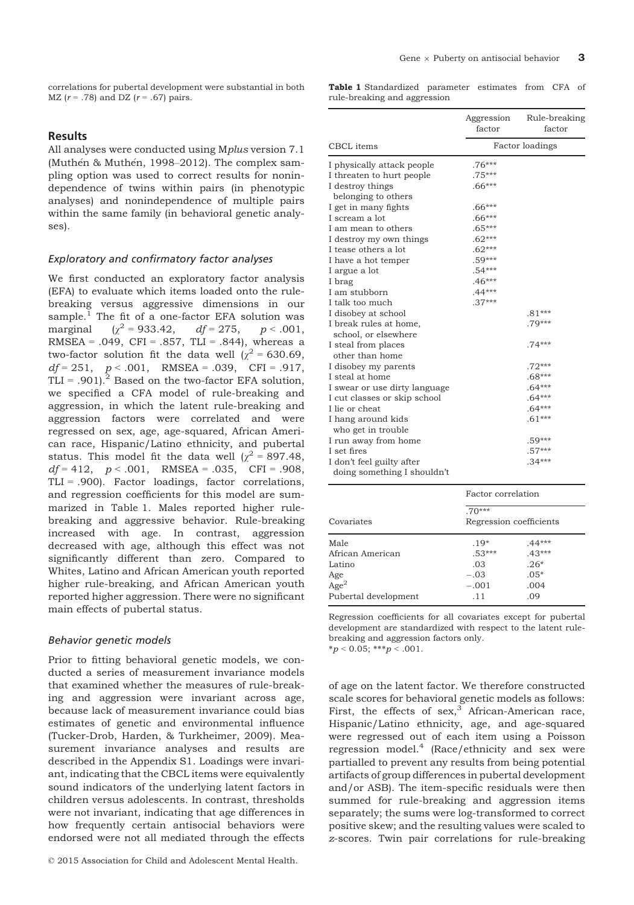correlations for pubertal development were substantial in both MZ ($r$ = .78) and DZ ($r$ = .67) pairs.

## Results

All analyses were conducted using M*plus* version 7.1 (Muthén & Muthén, 1998–2012). The complex sampling option was used to correct results for nonindependence of twins within pairs (in phenotypic analyses) and nonindependence of multiple pairs within the same family (in behavioral genetic analyses).

### *Exploratory and confirmatory factor analyses*

We first conducted an exploratory factor analysis (EFA) to evaluate which items loaded onto the rule-breaking versus aggressive dimensions in our sample.[1] The fit of a one-factor EFA solution was marginal ($\chi^2$ = 933.42, $df$ = 275, $p$ < .001, RMSEA = .049, CFI = .857, TLI = .844), whereas a two-factor solution fit the data well ($\chi^2$ = 630.69, $df$ = 251, $p$ < .001, RMSEA = .039, CFI = .917, TLI = .901).[2] Based on the two-factor EFA solution, we specified a CFA model of rule-breaking and aggression, in which the latent rule-breaking and aggression factors were correlated and were regressed on sex, age, age-squared, African American race, Hispanic/Latino ethnicity, and pubertal status. This model fit the data well ($\chi^2$ = 897.48, $df$ = 412, $p$ < .001, RMSEA = .035, CFI = .908, TLI = .900). Factor loadings, factor correlations, and regression coefficients for this model are summarized in Table 1. Males reported higher rule-breaking and aggressive behavior. Rule-breaking increased with age. In contrast, aggression decreased with age, although this effect was not significantly different than zero. Compared to Whites, Latino and African American youth reported higher rule-breaking, and African American youth reported higher aggression. There were no significant main effects of pubertal status.

**Table 1** Standardized parameter estimates from CFA of rule-breaking and aggression

| | Aggression factor | Rule-breaking factor |
|---|---|---|
| CBCL items | Factor loadings | |
| I physically attack people | .76*** | |
| I threaten to hurt people | .75*** | |
| I destroy things belonging to others | .66*** | |
| I get in many fights | .66*** | |
| I scream a lot | .66*** | |
| I am mean to others | .65*** | |
| I destroy my own things | .62*** | |
| I tease others a lot | .62*** | |
| I have a hot temper | .59*** | |
| I argue a lot | .54*** | |
| I brag | .46*** | |
| I am stubborn | .44*** | |
| I talk too much | .37*** | |
| I disobey at school | | .81*** |
| I break rules at home, school, or elsewhere | | .79*** |
| I steal from places other than home | | .74*** |
| I disobey my parents | | .72*** |
| I steal at home | | .68*** |
| I swear or use dirty language | | .64*** |
| I cut classes or skip school | | .64*** |
| I lie or cheat | | .64*** |
| I hang around kids who get in trouble | | .61*** |
| I run away from home | | .59*** |
| I set fires | | .57*** |
| I don't feel guilty after doing something I shouldn't | | .34*** |
| | Factor correlation | |
| | .70*** | |
| Covariates | Regression coefficients | |
| Male | .19* | .44*** |
| African American | .53*** | .43*** |
| Latino | .03 | .26* |
| Age | −.03 | .05* |
| Age$^2$ | −.001 | .004 |
| Pubertal development | .11 | .09 |

Regression coefficients for all covariates except for pubertal development are standardized with respect to the latent rule-breaking and aggression factors only.
*$p$ < 0.05; ***$p$ < .001.

### *Behavior genetic models*

Prior to fitting behavioral genetic models, we conducted a series of measurement invariance models that examined whether the measures of rule-breaking and aggression were invariant across age, because lack of measurement invariance could bias estimates of genetic and environmental influence (Tucker-Drob, Harden, & Turkheimer, 2009). Measurement invariance analyses and results are described in the Appendix S1. Loadings were invariant, indicating that the CBCL items were equivalently sound indicators of the underlying latent factors in children versus adolescents. In contrast, thresholds were not invariant, indicating that age differences in how frequently certain antisocial behaviors were endorsed were not all mediated through the effects of age on the latent factor. We therefore constructed scale scores for behavioral genetic models as follows: First, the effects of sex,[3] African-American race, Hispanic/Latino ethnicity, age, and age-squared were regressed out of each item using a Poisson regression model.[4] (Race/ethnicity and sex were partialled to prevent any results from being potential artifacts of group differences in pubertal development and/or ASB). The item-specific residuals were then summed for rule-breaking and aggression items separately; the sums were log-transformed to correct positive skew; and the resulting values were scaled to $z$-scores. Twin pair correlations for rule-breaking

© 2015 Association for Child and Adolescent Mental Health.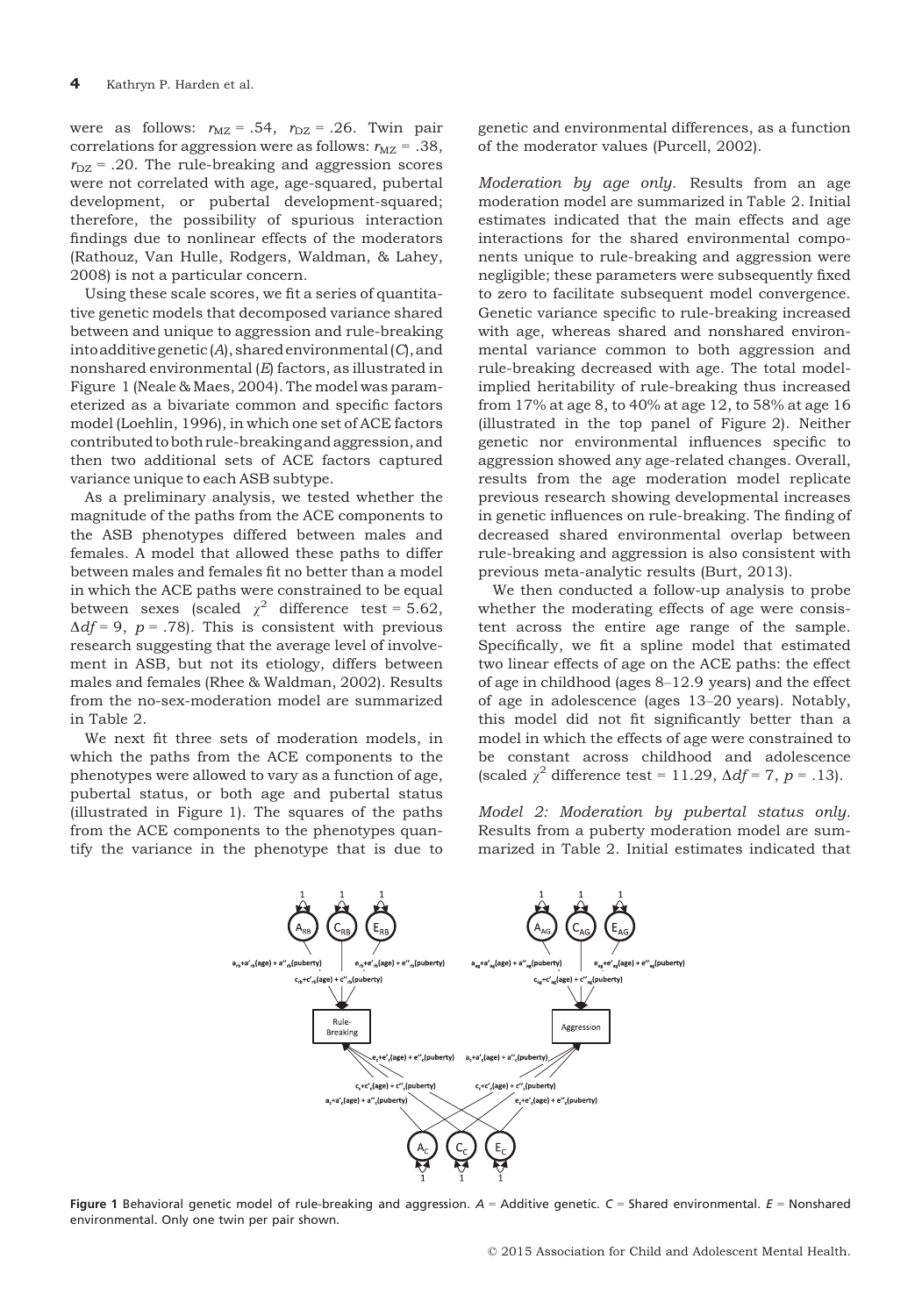were as follows: $r_{MZ} = .54$, $r_{DZ} = .26$. Twin pair correlations for aggression were as follows: $r_{MZ} = .38$, $r_{DZ} = .20$. The rule-breaking and aggression scores were not correlated with age, age-squared, pubertal development, or pubertal development-squared; therefore, the possibility of spurious interaction findings due to nonlinear effects of the moderators (Rathouz, Van Hulle, Rodgers, Waldman, & Lahey, 2008) is not a particular concern.

Using these scale scores, we fit a series of quantitative genetic models that decomposed variance shared between and unique to aggression and rule-breaking into additive genetic (*A*), shared environmental (*C*), and nonshared environmental (*E*) factors, as illustrated in Figure 1 (Neale & Maes, 2004). The model was parameterized as a bivariate common and specific factors model (Loehlin, 1996), in which one set of ACE factors contributed to both rule-breaking and aggression, and then two additional sets of ACE factors captured variance unique to each ASB subtype.

As a preliminary analysis, we tested whether the magnitude of the paths from the ACE components to the ASB phenotypes differed between males and females. A model that allowed these paths to differ between males and females fit no better than a model in which the ACE paths were constrained to be equal between sexes (scaled $\chi^2$ difference test = 5.62, $\Delta df = 9$, $p = .78$). This is consistent with previous research suggesting that the average level of involvement in ASB, but not its etiology, differs between males and females (Rhee & Waldman, 2002). Results from the no-sex-moderation model are summarized in Table 2.

We next fit three sets of moderation models, in which the paths from the ACE components to the phenotypes were allowed to vary as a function of age, pubertal status, or both age and pubertal status (illustrated in Figure 1). The squares of the paths from the ACE components to the phenotypes quantify the variance in the phenotype that is due to genetic and environmental differences, as a function of the moderator values (Purcell, 2002).

*Moderation by age only.* Results from an age moderation model are summarized in Table 2. Initial estimates indicated that the main effects and age interactions for the shared environmental components unique to rule-breaking and aggression were negligible; these parameters were subsequently fixed to zero to facilitate subsequent model convergence. Genetic variance specific to rule-breaking increased with age, whereas shared and nonshared environmental variance common to both aggression and rule-breaking decreased with age. The total model-implied heritability of rule-breaking thus increased from 17% at age 8, to 40% at age 12, to 58% at age 16 (illustrated in the top panel of Figure 2). Neither genetic nor environmental influences specific to aggression showed any age-related changes. Overall, results from the age moderation model replicate previous research showing developmental increases in genetic influences on rule-breaking. The finding of decreased shared environmental overlap between rule-breaking and aggression is also consistent with previous meta-analytic results (Burt, 2013).

We then conducted a follow-up analysis to probe whether the moderating effects of age were consistent across the entire age range of the sample. Specifically, we fit a spline model that estimated two linear effects of age on the ACE paths: the effect of age in childhood (ages 8–12.9 years) and the effect of age in adolescence (ages 13–20 years). Notably, this model did not fit significantly better than a model in which the effects of age were constrained to be constant across childhood and adolescence (scaled $\chi^2$ difference test = 11.29, $\Delta df = 7$, $p = .13$).

*Model 2: Moderation by pubertal status only.* Results from a puberty moderation model are summarized in Table 2. Initial estimates indicated that

**Figure 1** Behavioral genetic model of rule-breaking and aggression. *A* = Additive genetic. *C* = Shared environmental. *E* = Nonshared environmental. Only one twin per pair shown.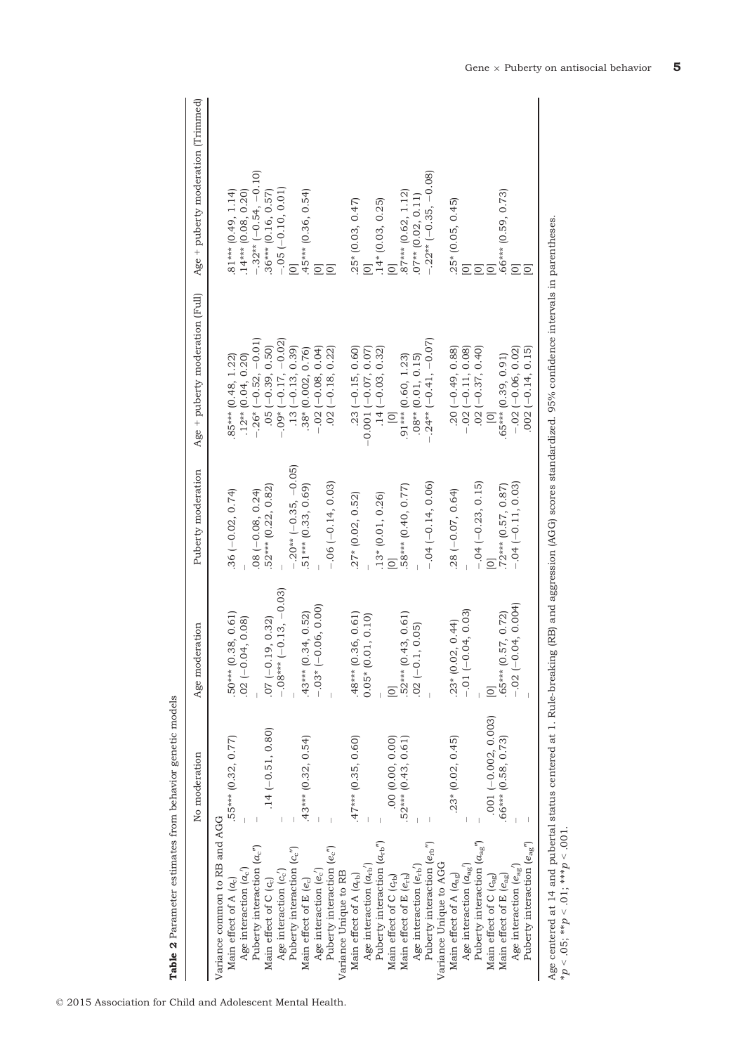**Table 2** Parameter estimates from behavior genetic models

| | No moderation | Age moderation | Puberty moderation | Age + puberty moderation (Full) | Age + puberty moderation (Trimmed) |
|---|---|---|---|---|---|
| Variance common to RB and AGG | | | | | |
| Main effect of A ($a_c$) | .55*** (0.32, 0.77) | .50*** (0.38, 0.61) | .36 (−0.02, 0.74) | .85*** (0.48, 1.22) | .81*** (0.49, 1.14) |
| Age interaction ($a_c'$) | – | .02 (−0.04, 0.08) | – | .12** (0.04, 0.20) | .14*** (0.08, 0.20) |
| Puberty interaction ($a_c''$) | – | – | .08 (−0.08, 0.24) | −.26* (−0.52, −0.01) | −.32** (−0.54, −0.10) |
| Main effect of C ($c_c$) | .14 (−0.51, 0.80) | .07 (−0.19, 0.32) | .52*** (0.22, 0.82) | .05 (−0.39, 0.50) | .36*** (0.16, 0.57) |
| Age interaction ($c_c'$) | – | −.08*** (−0.13, −0.03) | – | −.09* (−0.17, −0.02) | −.05 (−0.10, 0.01) |
| Puberty interaction ($c_c''$) | – | – | −.20** (−0.35, −0.05) | .13 (−0.13, 0.39) | [0] |
| Main effect of E ($e_c$) | .43*** (0.32, 0.54) | .43*** (0.34, 0.52) | .51*** (0.33, 0.69) | .38* (0.002, 0.76) | .45*** (0.36, 0.54) |
| Age interaction ($e_c'$) | – | −.03* (−0.06, 0.00) | – | −.02 (−0.08, 0.04) | [0] |
| Puberty interaction ($e_c''$) | – | – | −.06 (−0.14, 0.03) | .02 (−0.18, 0.22) | [0] |
| Variance Unique to RB | | | | | |
| Main effect of A ($a_{rb}$) | .47*** (0.35, 0.60) | .48*** (0.36, 0.61) | .27* (0.02, 0.52) | .23 (−0.15, 0.60) | .25* (0.03, 0.47) |
| Age interaction ($a_{rb}'$) | – | 0.05* (0.01, 0.10) | – | −0.001 (−0.07, 0.07) | [0] |
| Puberty interaction ($a_{rb}''$) | – | – | .13* (0.01, 0.26) | .14 (−0.03, 0.32) | .14* (0.03, 0.25) |
| Main effect of C ($c_{rb}$) | .00 (0.00, 0.00) | [0] | [0] | [0] | [0] |
| Main effect of E ($e_{rb}$) | .52*** (0.43, 0.61) | .52*** (0.43, 0.61) | .58*** (0.40, 0.77) | .91*** (0.60, 1.23) | .87*** (0.62, 1.12) |
| Age interaction ($e_{rb}'$) | – | .02 (−0.1, 0.05) | – | .08** (0.01, 0.15) | .07** (0.02, 0.11) |
| Puberty interaction ($e_{rb}''$) | – | – | −.04 (−0.14, 0.06) | −.24** (−0.41, −0.07) | −.22** (−0.35, −0.08) |
| Variance Unique to AGG | | | | | |
| Main effect of A ($a_{ag}$) | .23* (0.02, 0.45) | .23* (0.02, 0.44) | .28 (−0.07, 0.64) | .20 (−0.49, 0.88) | .25* (0.05, 0.45) |
| Age interaction ($a_{ag}'$) | – | −.01 (−0.04, 0.03) | – | −.02 (−0.11, 0.08) | [0] |
| Puberty interaction ($a_{ag}''$) | – | – | −.04 (−0.23, 0.15) | .02 (−0.37, 0.40) | [0] |
| Main effect of C ($c_{ag}$) | .001 (−0.002, 0.003) | [0] | [0] | [0] | [0] |
| Main effect of E ($e_{ag}$) | .66*** (0.58, 0.73) | .65*** (0.57, 0.72) | .72*** (0.57, 0.87) | .65*** (0.39, 0.91) | .66*** (0.59, 0.73) |
| Age interaction ($e_{ag}'$) | – | −.02 (−0.04, 0.004) | – | −.02 (−0.06, 0.02) | [0] |
| Puberty interaction ($e_{ag}''$) | – | – | −.04 (−0.11, 0.03) | .002 (−0.14, 0.15) | [0] |

Age centered at 14 and pubertal status centered at 1. Rule-breaking (RB) and aggression (AGG) scores standardized. 95% confidence intervals in parentheses.
*$p < .05$; **$p < .01$; ***$p < .001$.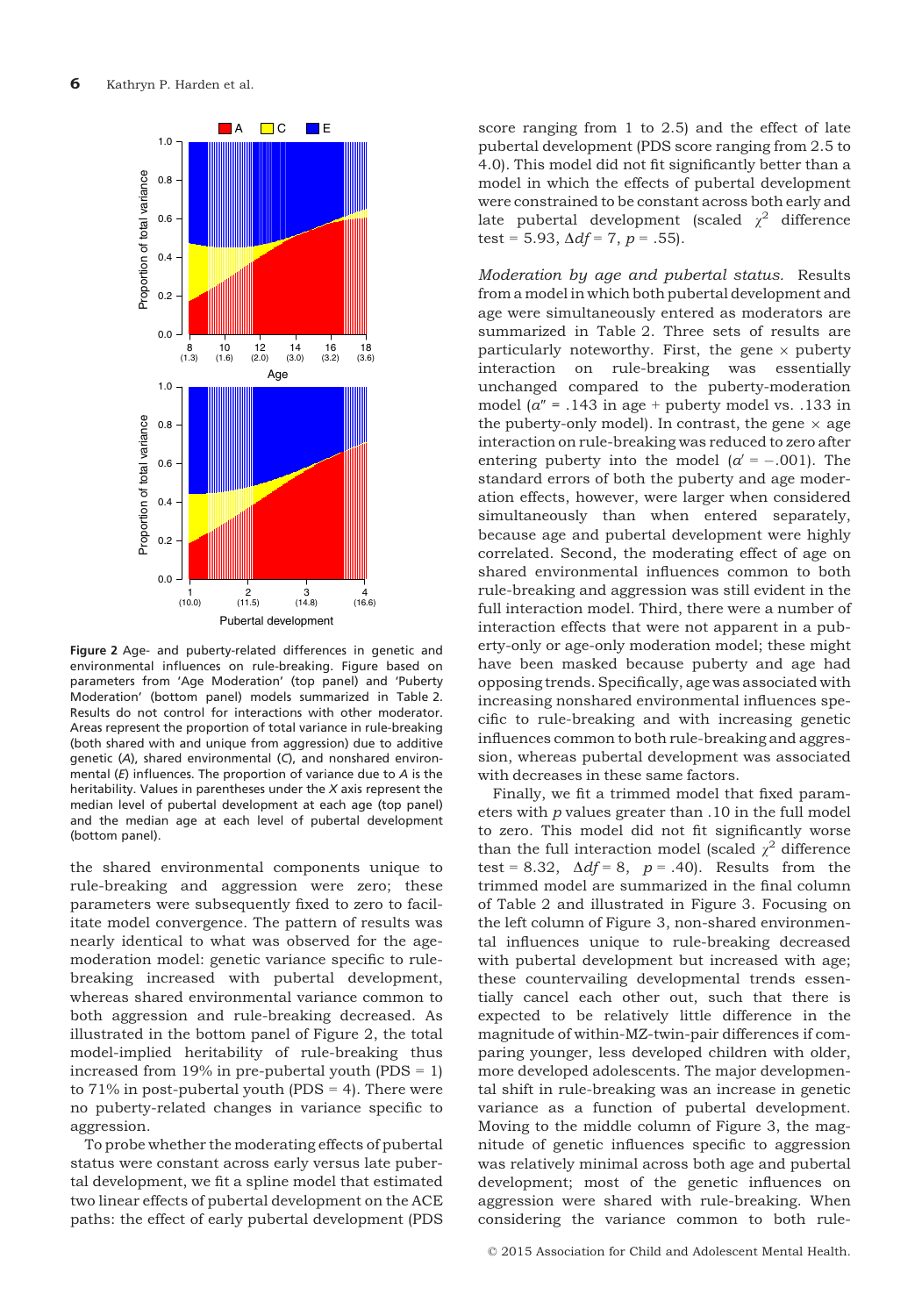**Figure 2** Age- and puberty-related differences in genetic and environmental influences on rule-breaking. Figure based on parameters from 'Age Moderation' (top panel) and 'Puberty Moderation' (bottom panel) models summarized in Table 2. Results do not control for interactions with other moderator. Areas represent the proportion of total variance in rule-breaking (both shared with and unique from aggression) due to additive genetic (*A*), shared environmental (*C*), and nonshared environmental (*E*) influences. The proportion of variance due to *A* is the heritability. Values in parentheses under the *X* axis represent the median level of pubertal development at each age (top panel) and the median age at each level of pubertal development (bottom panel).

the shared environmental components unique to rule-breaking and aggression were zero; these parameters were subsequently fixed to zero to facilitate model convergence. The pattern of results was nearly identical to what was observed for the age-moderation model: genetic variance specific to rule-breaking increased with pubertal development, whereas shared environmental variance common to both aggression and rule-breaking decreased. As illustrated in the bottom panel of Figure 2, the total model-implied heritability of rule-breaking thus increased from 19% in pre-pubertal youth (PDS = 1) to 71% in post-pubertal youth (PDS = 4). There were no puberty-related changes in variance specific to aggression.

To probe whether the moderating effects of pubertal status were constant across early versus late pubertal development, we fit a spline model that estimated two linear effects of pubertal development on the ACE paths: the effect of early pubertal development (PDS score ranging from 1 to 2.5) and the effect of late pubertal development (PDS score ranging from 2.5 to 4.0). This model did not fit significantly better than a model in which the effects of pubertal development were constrained to be constant across both early and late pubertal development (scaled $\chi^2$ difference test = 5.93, $\Delta df$ = 7, $p$ = .55).

*Moderation by age and pubertal status.* Results from a model in which both pubertal development and age were simultaneously entered as moderators are summarized in Table 2. Three sets of results are particularly noteworthy. First, the gene × puberty interaction on rule-breaking was essentially unchanged compared to the puberty-moderation model ($a''$ = .143 in age + puberty model vs. .133 in the puberty-only model). In contrast, the gene × age interaction on rule-breaking was reduced to zero after entering puberty into the model ($a'$ = −.001). The standard errors of both the puberty and age moderation effects, however, were larger when considered simultaneously than when entered separately, because age and pubertal development were highly correlated. Second, the moderating effect of age on shared environmental influences common to both rule-breaking and aggression was still evident in the full interaction model. Third, there were a number of interaction effects that were not apparent in a puberty-only or age-only moderation model; these might have been masked because puberty and age had opposing trends. Specifically, age was associated with increasing nonshared environmental influences specific to rule-breaking and with increasing genetic influences common to both rule-breaking and aggression, whereas pubertal development was associated with decreases in these same factors.

Finally, we fit a trimmed model that fixed parameters with $p$ values greater than .10 in the full model to zero. This model did not fit significantly worse than the full interaction model (scaled $\chi^2$ difference test = 8.32, $\Delta df$ = 8, $p$ = .40). Results from the trimmed model are summarized in the final column of Table 2 and illustrated in Figure 3. Focusing on the left column of Figure 3, non-shared environmental influences unique to rule-breaking decreased with pubertal development but increased with age; these countervailing developmental trends essentially cancel each other out, such that there is expected to be relatively little difference in the magnitude of within-MZ-twin-pair differences if comparing younger, less developed children with older, more developed adolescents. The major developmental shift in rule-breaking was an increase in genetic variance as a function of pubertal development. Moving to the middle column of Figure 3, the magnitude of genetic influences specific to aggression was relatively minimal across both age and pubertal development; most of the genetic influences on aggression were shared with rule-breaking. When considering the variance common to both rule-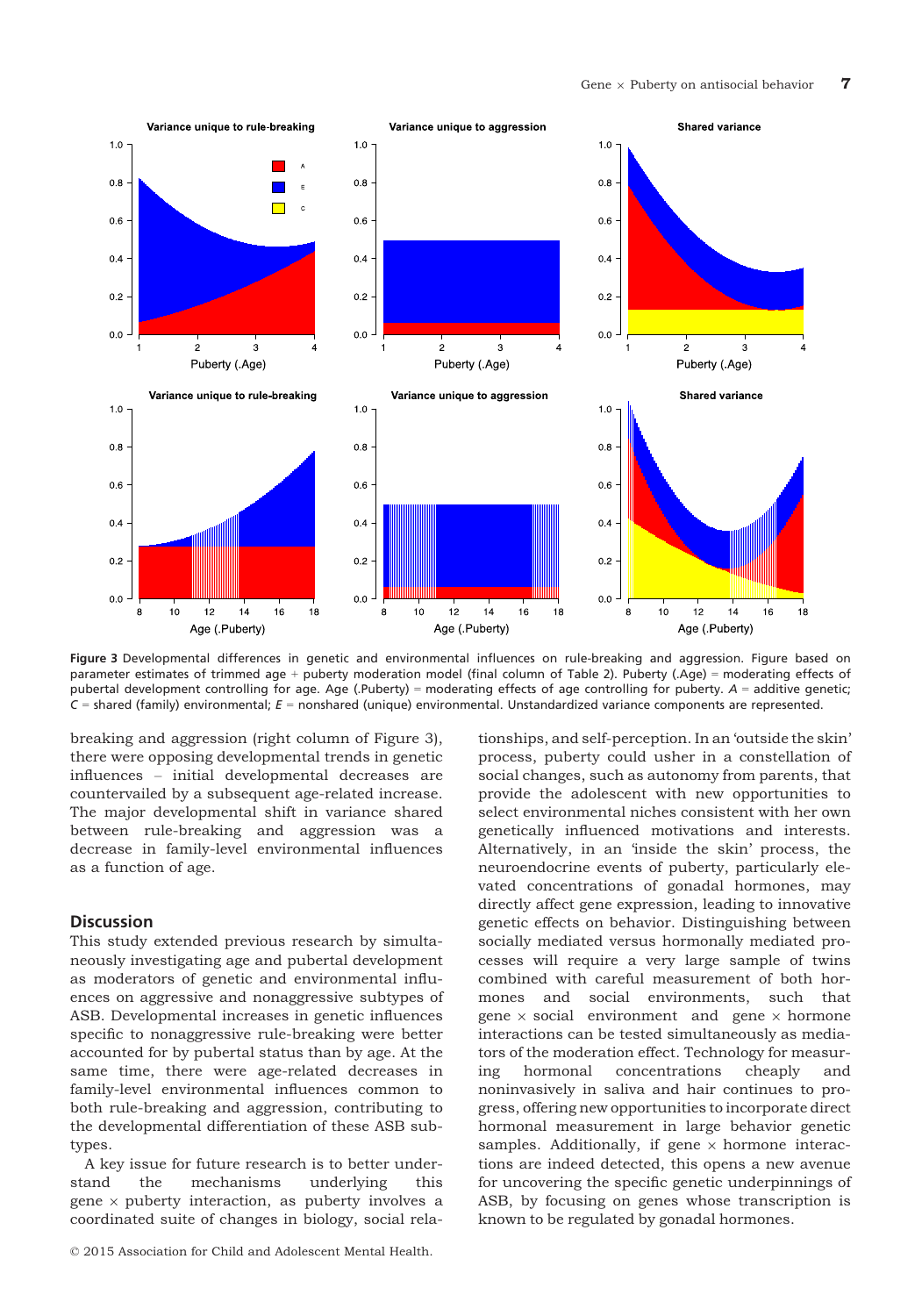Figure 3 Developmental differences in genetic and environmental influences on rule-breaking and aggression. Figure based on parameter estimates of trimmed age + puberty moderation model (final column of Table 2). Puberty (.Age) = moderating effects of pubertal development controlling for age. Age (.Puberty) = moderating effects of age controlling for puberty. *A* = additive genetic; *C* = shared (family) environmental; *E* = nonshared (unique) environmental. Unstandardized variance components are represented.

breaking and aggression (right column of Figure 3), there were opposing developmental trends in genetic influences – initial developmental decreases are countervailed by a subsequent age-related increase. The major developmental shift in variance shared between rule-breaking and aggression was a decrease in family-level environmental influences as a function of age.

## Discussion

This study extended previous research by simultaneously investigating age and pubertal development as moderators of genetic and environmental influences on aggressive and nonaggressive subtypes of ASB. Developmental increases in genetic influences specific to nonaggressive rule-breaking were better accounted for by pubertal status than by age. At the same time, there were age-related decreases in family-level environmental influences common to both rule-breaking and aggression, contributing to the developmental differentiation of these ASB subtypes.

A key issue for future research is to better understand the mechanisms underlying this gene × puberty interaction, as puberty involves a coordinated suite of changes in biology, social relationships, and self-perception. In an 'outside the skin' process, puberty could usher in a constellation of social changes, such as autonomy from parents, that provide the adolescent with new opportunities to select environmental niches consistent with her own genetically influenced motivations and interests. Alternatively, in an 'inside the skin' process, the neuroendocrine events of puberty, particularly elevated concentrations of gonadal hormones, may directly affect gene expression, leading to innovative genetic effects on behavior. Distinguishing between socially mediated versus hormonally mediated processes will require a very large sample of twins combined with careful measurement of both hormones and social environments, such that gene × social environment and gene × hormone interactions can be tested simultaneously as mediators of the moderation effect. Technology for measuring hormonal concentrations cheaply and noninvasively in saliva and hair continues to progress, offering new opportunities to incorporate direct hormonal measurement in large behavior genetic samples. Additionally, if gene × hormone interactions are indeed detected, this opens a new avenue for uncovering the specific genetic underpinnings of ASB, by focusing on genes whose transcription is known to be regulated by gonadal hormones.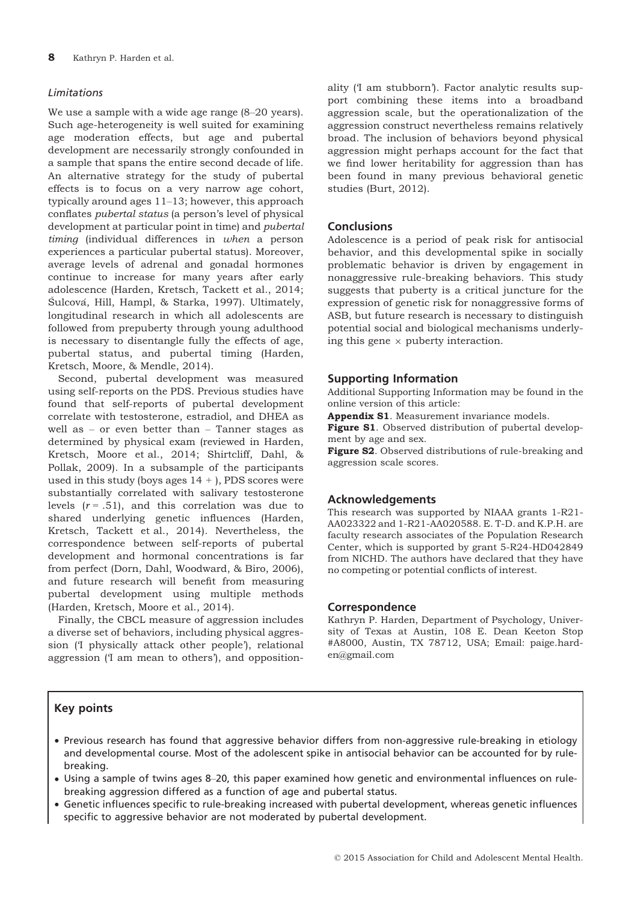### *Limitations*

We use a sample with a wide age range (8–20 years). Such age-heterogeneity is well suited for examining age moderation effects, but age and pubertal development are necessarily strongly confounded in a sample that spans the entire second decade of life. An alternative strategy for the study of pubertal effects is to focus on a very narrow age cohort, typically around ages 11–13; however, this approach conflates *pubertal status* (a person's level of physical development at particular point in time) and *pubertal timing* (individual differences in *when* a person experiences a particular pubertal status). Moreover, average levels of adrenal and gonadal hormones continue to increase for many years after early adolescence (Harden, Kretsch, Tackett et al., 2014; Šulcová, Hill, Hampl, & Starka, 1997). Ultimately, longitudinal research in which all adolescents are followed from prepuberty through young adulthood is necessary to disentangle fully the effects of age, pubertal status, and pubertal timing (Harden, Kretsch, Moore, & Mendle, 2014).

Second, pubertal development was measured using self-reports on the PDS. Previous studies have found that self-reports of pubertal development correlate with testosterone, estradiol, and DHEA as well as – or even better than – Tanner stages as determined by physical exam (reviewed in Harden, Kretsch, Moore et al., 2014; Shirtcliff, Dahl, & Pollak, 2009). In a subsample of the participants used in this study (boys ages 14 + ), PDS scores were substantially correlated with salivary testosterone levels ($r = .51$), and this correlation was due to shared underlying genetic influences (Harden, Kretsch, Tackett et al., 2014). Nevertheless, the correspondence between self-reports of pubertal development and hormonal concentrations is far from perfect (Dorn, Dahl, Woodward, & Biro, 2006), and future research will benefit from measuring pubertal development using multiple methods (Harden, Kretsch, Moore et al., 2014).

Finally, the CBCL measure of aggression includes a diverse set of behaviors, including physical aggression ('I physically attack other people'), relational aggression ('I am mean to others'), and oppositionality ('I am stubborn'). Factor analytic results support combining these items into a broadband aggression scale, but the operationalization of the aggression construct nevertheless remains relatively broad. The inclusion of behaviors beyond physical aggression might perhaps account for the fact that we find lower heritability for aggression than has been found in many previous behavioral genetic studies (Burt, 2012).

## Conclusions

Adolescence is a period of peak risk for antisocial behavior, and this developmental spike in socially problematic behavior is driven by engagement in nonaggressive rule-breaking behaviors. This study suggests that puberty is a critical juncture for the expression of genetic risk for nonaggressive forms of ASB, but future research is necessary to distinguish potential social and biological mechanisms underlying this gene × puberty interaction.

## Supporting Information

Additional Supporting Information may be found in the online version of this article:

**Appendix S1**. Measurement invariance models.

**Figure S1**. Observed distribution of pubertal development by age and sex.

**Figure S2**. Observed distributions of rule-breaking and aggression scale scores.

## Acknowledgements

This research was supported by NIAAA grants 1-R21-AA023322 and 1-R21-AA020588. E. T-D. and K.P.H. are faculty research associates of the Population Research Center, which is supported by grant 5-R24-HD042849 from NICHD. The authors have declared that they have no competing or potential conflicts of interest.

## Correspondence

Kathryn P. Harden, Department of Psychology, University of Texas at Austin, 108 E. Dean Keeton Stop #A8000, Austin, TX 78712, USA; Email: paige.harden@gmail.com

## Key points

- Previous research has found that aggressive behavior differs from non-aggressive rule-breaking in etiology and developmental course. Most of the adolescent spike in antisocial behavior can be accounted for by rule-breaking.
- Using a sample of twins ages 8–20, this paper examined how genetic and environmental influences on rule-breaking aggression differed as a function of age and pubertal status.
- Genetic influences specific to rule-breaking increased with pubertal development, whereas genetic influences specific to aggressive behavior are not moderated by pubertal development.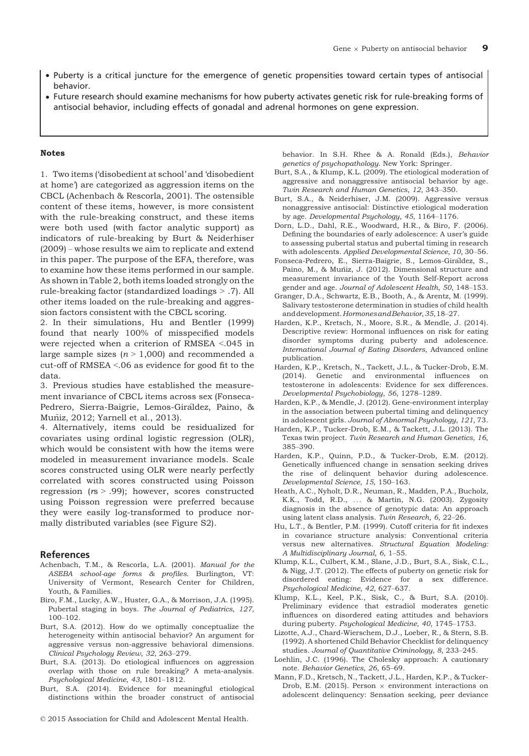- Puberty is a critical juncture for the emergence of genetic propensities toward certain types of antisocial behavior.
- Future research should examine mechanisms for how puberty activates genetic risk for rule-breaking forms of antisocial behavior, including effects of gonadal and adrenal hormones on gene expression.

#### Notes

1. Two items ('disobedient at school' and 'disobedient at home') are categorized as aggression items on the CBCL (Achenbach & Rescorla, 2001). The ostensible content of these items, however, is more consistent with the rule-breaking construct, and these items were both used (with factor analytic support) as indicators of rule-breaking by Burt & Neiderhiser (2009) – whose results we aim to replicate and extend in this paper. The purpose of the EFA, therefore, was to examine how these items performed in our sample. As shown in Table 2, both items loaded strongly on the rule-breaking factor (standardized loadings > .7). All other items loaded on the rule-breaking and aggression factors consistent with the CBCL scoring.

2. In their simulations, Hu and Bentler (1999) found that nearly 100% of misspecified models were rejected when a criterion of RMSEA <.045 in large sample sizes ($n$ > 1,000) and recommended a cut-off of RMSEA <.06 as evidence for good fit to the data.

3. Previous studies have established the measurement invariance of CBCL items across sex (Fonseca-Pedrero, Sierra-Baigrie, Lemos-Giráldez, Paino, & Muñiz, 2012; Yarnell et al., 2013).

4. Alternatively, items could be residualized for covariates using ordinal logistic regression (OLR), which would be consistent with how the items were modeled in measurement invariance models. Scale scores constructed using OLR were nearly perfectly correlated with scores constructed using Poisson regression ($r$s > .99); however, scores constructed using Poisson regression were preferred because they were easily log-transformed to produce normally distributed variables (see Figure S2).

## References

Achenbach, T.M., & Rescorla, L.A. (2001). *Manual for the ASEBA school-age forms & profiles*. Burlington, VT: University of Vermont, Research Center for Children, Youth, & Families.

Biro, F.M., Lucky, A.W., Huster, G.A., & Morrison, J.A. (1995). Pubertal staging in boys. *The Journal of Pediatrics*, *127*, 100–102.

Burt, S.A. (2012). How do we optimally conceptualize the heterogeneity within antisocial behavior? An argument for aggressive versus non-aggressive behavioral dimensions. *Clinical Psychology Review*, *32*, 263–279.

Burt, S.A. (2013). Do etiological influences on aggression overlap with those on rule breaking? A meta-analysis. *Psychological Medicine*, *43*, 1801–1812.

Burt, S.A. (2014). Evidence for meaningful etiological distinctions within the broader construct of antisocial behavior. In S.H. Rhee & A. Ronald (Eds.), *Behavior genetics of psychopathology*. New York: Springer.

Burt, S.A., & Klump, K.L. (2009). The etiological moderation of aggressive and nonaggressive antisocial behavior by age. *Twin Research and Human Genetics*, *12*, 343–350.

Burt, S.A., & Neiderhiser, J.M. (2009). Aggressive versus nonaggressive antisocial: Distinctive etiological moderation by age. *Developmental Psychology*, *45*, 1164–1176.

Dorn, L.D., Dahl, R.E., Woodward, H.R., & Biro, F. (2006). Defining the boundaries of early adolescence: A user's guide to assessing pubertal status and pubertal timing in research with adolescents. *Applied Developmental Science*, *10*, 30–56.

Fonseca-Pedrero, E., Sierra-Baigrie, S., Lemos-Giráldez, S., Paino, M., & Muñiz, J. (2012). Dimensional structure and measurement invariance of the Youth Self-Report across gender and age. *Journal of Adolescent Health*, *50*, 148–153.

Granger, D.A., Schwartz, E.B., Booth, A., & Arentz, M. (1999). Salivary testosterone determination in studies of child health and development. *Hormones and Behavior*, *35*, 18–27.

Harden, K.P., Kretsch, N., Moore, S.R., & Mendle, J. (2014). Descriptive review: Hormonal influences on risk for eating disorder symptoms during puberty and adolescence. *International Journal of Eating Disorders*, Advanced online publication.

Harden, K.P., Kretsch, N., Tackett, J.L., & Tucker-Drob, E.M. (2014). Genetic and environmental influences on testosterone in adolescents: Evidence for sex differences. *Developmental Psychobiology*, *56*, 1278–1289.

Harden, K.P., & Mendle, J. (2012). Gene-environment interplay in the association between pubertal timing and delinquency in adolescent girls. *Journal of Abnormal Psychology*, *121*, 73.

Harden, K.P., Tucker-Drob, E.M., & Tackett, J.L. (2013). The Texas twin project. *Twin Research and Human Genetics*, *16*, 385–390.

Harden, K.P., Quinn, P.D., & Tucker-Drob, E.M. (2012). Genetically influenced change in sensation seeking drives the rise of delinquent behavior during adolescence. *Developmental Science*, *15*, 150–163.

Heath, A.C., Nyholt, D.R., Neuman, R., Madden, P.A., Bucholz, K.K., Todd, R.D., ... & Martin, N.G. (2003). Zygosity diagnosis in the absence of genotypic data: An approach using latent class analysis. *Twin Research*, *6*, 22–26.

Hu, L.T., & Bentler, P.M. (1999). Cutoff criteria for fit indexes in covariance structure analysis: Conventional criteria versus new alternatives. *Structural Equation Modeling: A Multidisciplinary Journal*, *6*, 1–55.

Klump, K.L., Culbert, K.M., Slane, J.D., Burt, S.A., Sisk, C.L., & Nigg, J.T. (2012). The effects of puberty on genetic risk for disordered eating: Evidence for a sex difference. *Psychological Medicine*, *42*, 627–637.

Klump, K.L., Keel, P.K., Sisk, C., & Burt, S.A. (2010). Preliminary evidence that estradiol moderates genetic influences on disordered eating attitudes and behaviors during puberty. *Psychological Medicine*, *40*, 1745–1753.

Lizotte, A.J., Chard-Wierschem, D.J., Loeber, R., & Stern, S.B. (1992). A shortened Child Behavior Checklist for delinquency studies. *Journal of Quantitative Criminology*, *8*, 233–245.

Loehlin, J.C. (1996). The Cholesky approach: A cautionary note. *Behavior Genetics*, *26*, 65–69.

Mann, F.D., Kretsch, N., Tackett, J.L., Harden, K.P., & Tucker-Drob, E.M. (2015). Person × environment interactions on adolescent delinquency: Sensation seeking, peer deviance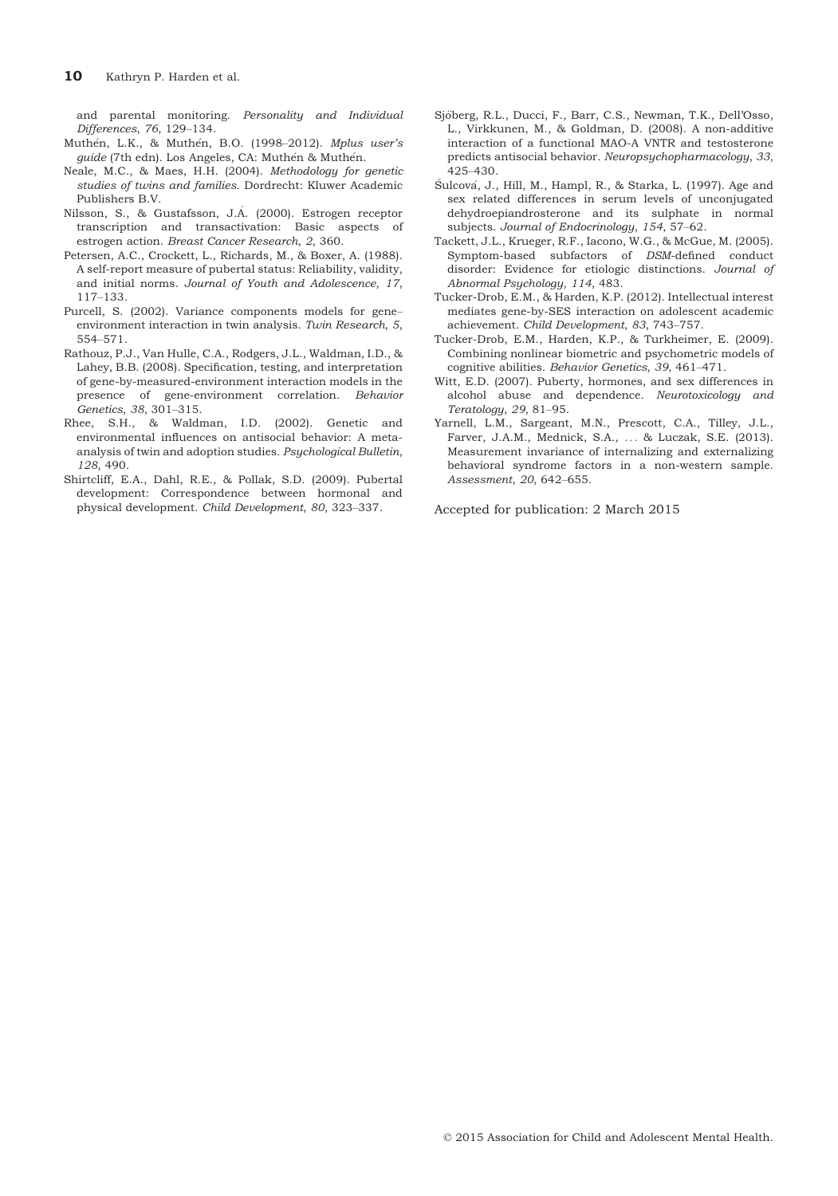and parental monitoring. *Personality and Individual Differences*, *76*, 129–134.

Muthén, L.K., & Muthén, B.O. (1998–2012). *Mplus user's guide* (7th edn). Los Angeles, CA: Muthén & Muthén.

Neale, M.C., & Maes, H.H. (2004). *Methodology for genetic studies of twins and families*. Dordrecht: Kluwer Academic Publishers B.V.

Nilsson, S., & Gustafsson, J.Å. (2000). Estrogen receptor transcription and transactivation: Basic aspects of estrogen action. *Breast Cancer Research*, *2*, 360.

Petersen, A.C., Crockett, L., Richards, M., & Boxer, A. (1988). A self-report measure of pubertal status: Reliability, validity, and initial norms. *Journal of Youth and Adolescence*, *17*, 117–133.

Purcell, S. (2002). Variance components models for gene–environment interaction in twin analysis. *Twin Research*, *5*, 554–571.

Rathouz, P.J., Van Hulle, C.A., Rodgers, J.L., Waldman, I.D., & Lahey, B.B. (2008). Specification, testing, and interpretation of gene-by-measured-environment interaction models in the presence of gene-environment correlation. *Behavior Genetics*, *38*, 301–315.

Rhee, S.H., & Waldman, I.D. (2002). Genetic and environmental influences on antisocial behavior: A meta-analysis of twin and adoption studies. *Psychological Bulletin*, *128*, 490.

Shirtcliff, E.A., Dahl, R.E., & Pollak, S.D. (2009). Pubertal development: Correspondence between hormonal and physical development. *Child Development*, *80*, 323–337.

Sjöberg, R.L., Ducci, F., Barr, C.S., Newman, T.K., Dell'Osso, L., Virkkunen, M., & Goldman, D. (2008). A non-additive interaction of a functional MAO-A VNTR and testosterone predicts antisocial behavior. *Neuropsychopharmacology*, *33*, 425–430.

Šulcová, J., Hill, M., Hampl, R., & Starka, L. (1997). Age and sex related differences in serum levels of unconjugated dehydroepiandrosterone and its sulphate in normal subjects. *Journal of Endocrinology*, *154*, 57–62.

Tackett, J.L., Krueger, R.F., Iacono, W.G., & McGue, M. (2005). Symptom-based subfactors of *DSM*-defined conduct disorder: Evidence for etiologic distinctions. *Journal of Abnormal Psychology*, *114*, 483.

Tucker-Drob, E.M., & Harden, K.P. (2012). Intellectual interest mediates gene-by-SES interaction on adolescent academic achievement. *Child Development*, *83*, 743–757.

Tucker-Drob, E.M., Harden, K.P., & Turkheimer, E. (2009). Combining nonlinear biometric and psychometric models of cognitive abilities. *Behavior Genetics*, *39*, 461–471.

Witt, E.D. (2007). Puberty, hormones, and sex differences in alcohol abuse and dependence. *Neurotoxicology and Teratology*, *29*, 81–95.

Yarnell, L.M., Sargeant, M.N., Prescott, C.A., Tilley, J.L., Farver, J.A.M., Mednick, S.A., ... & Luczak, S.E. (2013). Measurement invariance of internalizing and externalizing behavioral syndrome factors in a non-western sample. *Assessment*, *20*, 642–655.

Accepted for publication: 2 March 2015